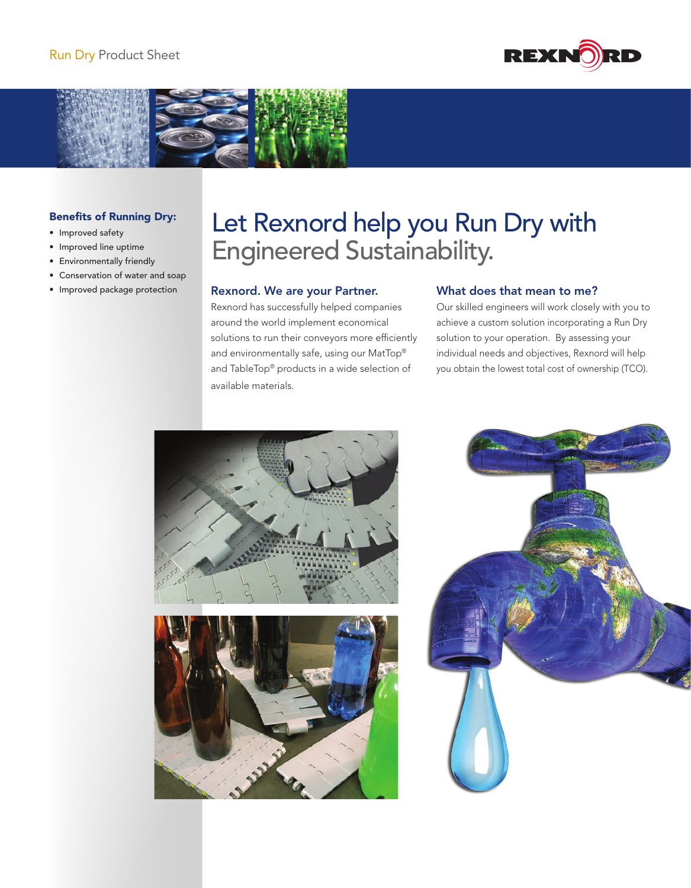Run Dry Product Sheet

# Let Rexnord help you Run Dry with Engineered Sustainability.

**Benefits of Running Dry:**

- Improved safety
- Improved line uptime
- Environmentally friendly
- Conservation of water and soap
- Improved package protection

## Rexnord. We are your Partner.

Rexnord has successfully helped companies around the world implement economical solutions to run their conveyors more efficiently and environmentally safe, using our MatTop® and TableTop® products in a wide selection of available materials.

## What does that mean to me?

Our skilled engineers will work closely with you to achieve a custom solution incorporating a Run Dry solution to your operation. By assessing your individual needs and objectives, Rexnord will help you obtain the lowest total cost of ownership (TCO).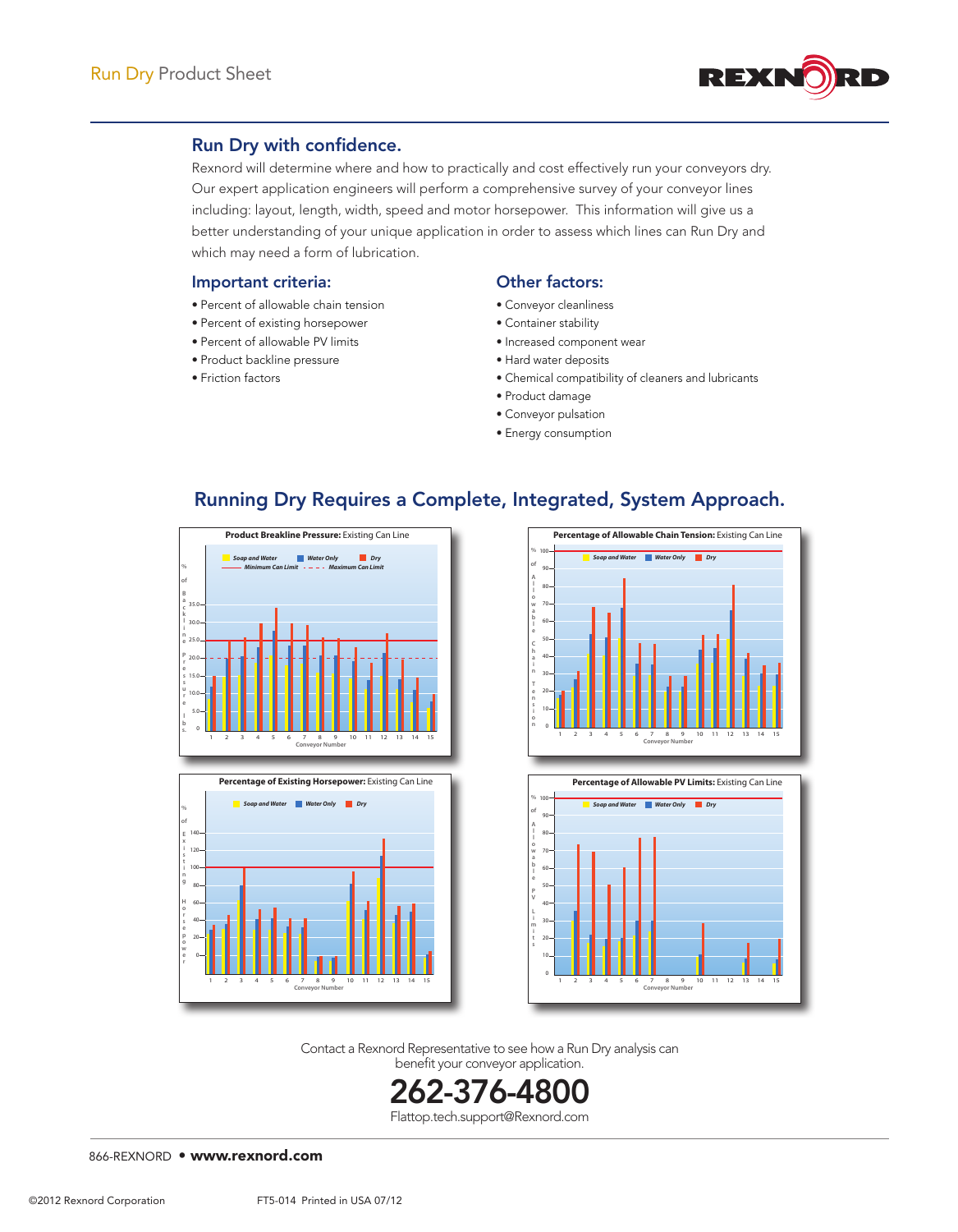## Run Dry with confidence.

Rexnord will determine where and how to practically and cost effectively run your conveyors dry. Our expert application engineers will perform a comprehensive survey of your conveyor lines including: layout, length, width, speed and motor horsepower. This information will give us a better understanding of your unique application in order to assess which lines can Run Dry and which may need a form of lubrication.

### Important criteria:

- Percent of allowable chain tension
- Percent of existing horsepower
- Percent of allowable PV limits
- Product backline pressure
- Friction factors

### Other factors:

- Conveyor cleanliness
- Container stability
- Increased component wear
- Hard water deposits
- Chemical compatibility of cleaners and lubricants
- Product damage
- Conveyor pulsation
- Energy consumption

## Running Dry Requires a Complete, Integrated, System Approach.

**Product Breakline Pressure:** Existing Can Line

Soap and Water   Water Only   Dry
Minimum Can Limit   Maximum Can Limit

% of Backline Pressure lbs.

0
5.0
10.0
15.0
20.0
25.0
30.0
35.0

1 2 3 4 5 6 7 8 9 10 11 12 13 14 15
Conveyor Number

**Percentage of Allowable Chain Tension:** Existing Can Line

Soap and Water   Water Only   Dry

% of Allowable Chain Tension

0 10 20 30 40 50 60 70 80 90 100

1 2 3 4 5 6 7 8 9 10 11 12 13 14 15
Conveyor Number

**Percentage of Existing Horsepower:** Existing Can Line

Soap and Water   Water Only   Dry

% of Existing Horsepower

0 20 40 60 80 100 120 140

1 2 3 4 5 6 7 8 9 10 11 12 13 14 15
Conveyor Number

**Percentage of Allowable PV Limits:** Existing Can Line

Soap and Water   Water Only   Dry

% of Allowable PV Limits

0 10 20 30 40 50 60 70 80 90 100

1 2 3 4 5 6 7 8 9 10 11 12 13 14 15
Conveyor Number

Contact a Rexnord Representative to see how a Run Dry analysis can benefit your conveyor application.

**262-376-4800**

Flattop.tech.support@Rexnord.com

866-REXNORD • **www.rexnord.com**

©2012 Rexnord Corporation

FT5-014 Printed in USA 07/12